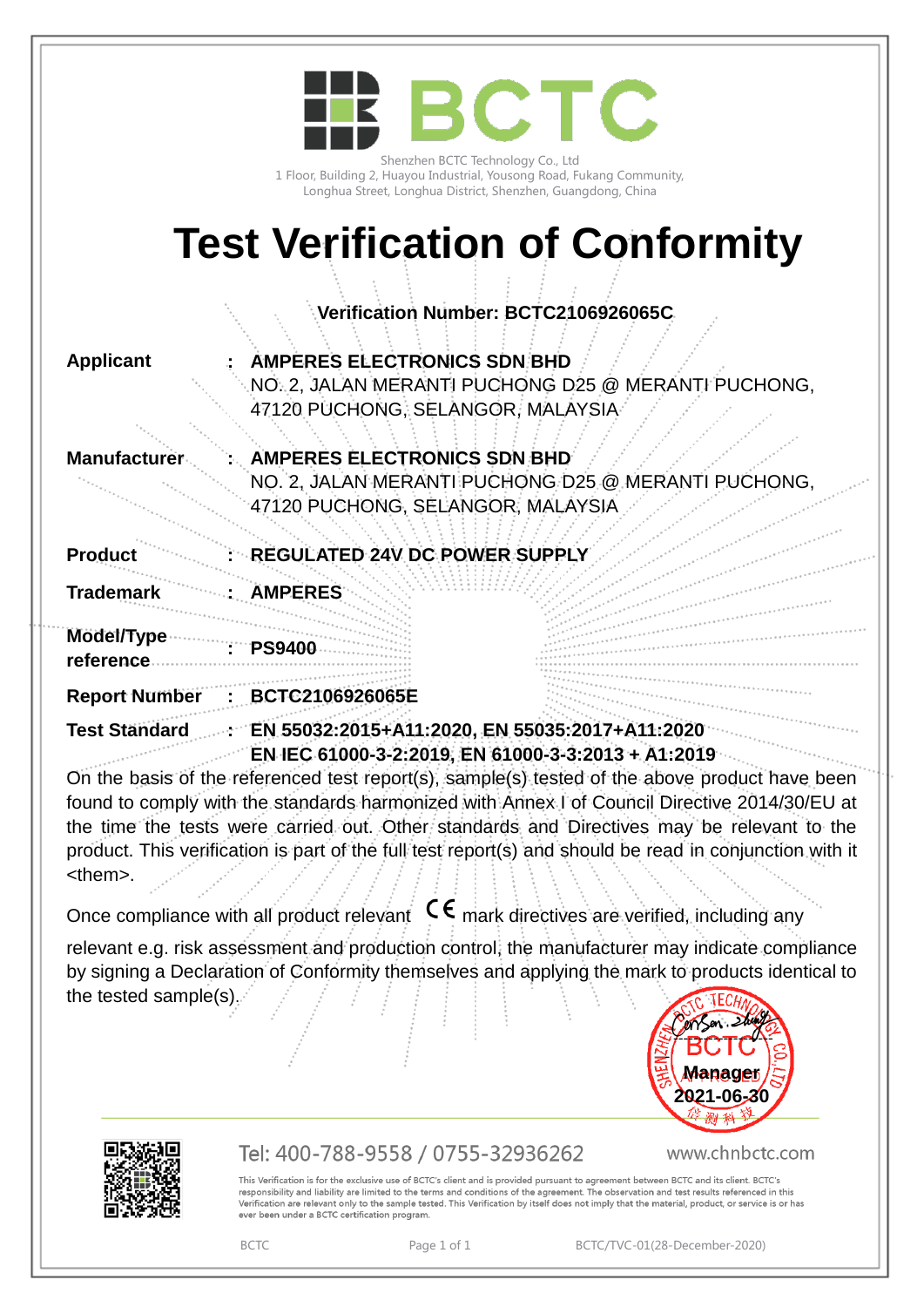BCTC

Shenzhen BCTC Technology Co., Ltd
1 Floor, Building 2, Huayou Industrial, Yousong Road, Fukang Community,
Longhua Street, Longhua District, Shenzhen, Guangdong, China

# Test Verification of Conformity

**Verification Number: BCTC2106926065C**

| | | |
|---|---|---|
| **Applicant** | : | **AMPERES ELECTRONICS SDN BHD**<br>NO. 2, JALAN MERANTI PUCHONG D25 @ MERANTI PUCHONG,<br>47120 PUCHONG, SELANGOR, MALAYSIA |
| **Manufacturer** | : | **AMPERES ELECTRONICS SDN BHD**<br>NO. 2, JALAN MERANTI PUCHONG D25 @ MERANTI PUCHONG,<br>47120 PUCHONG, SELANGOR, MALAYSIA |
| **Product** | : | **REGULATED 24V DC POWER SUPPLY** |
| **Trademark** | : | **AMPERES** |
| **Model/Type reference** | : | **PS9400** |
| **Report Number** | : | **BCTC2106926065E** |
| **Test Standard** | : | **EN 55032:2015+A11:2020, EN 55035:2017+A11:2020**<br>**EN IEC 61000-3-2:2019, EN 61000-3-3:2013 + A1:2019** |

On the basis of the referenced test report(s), sample(s) tested of the above product have been found to comply with the standards harmonized with Annex I of Council Directive 2014/30/EU at the time the tests were carried out. Other standards and Directives may be relevant to the product. This verification is part of the full test report(s) and should be read in conjunction with it <them>.

Once compliance with all product relevant CE mark directives are verified, including any relevant e.g. risk assessment and production control, the manufacturer may indicate compliance by signing a Declaration of Conformity themselves and applying the mark to products identical to the tested sample(s).

Manager
2021-06-30

Tel: 400-788-9558 / 0755-32936262 www.chnbctc.com

This Verification is for the exclusive use of BCTC's client and is provided pursuant to agreement between BCTC and its client. BCTC's responsibility and liability are limited to the terms and conditions of the agreement. The observation and test results referenced in this Verification are relevant only to the sample tested. This Verification by itself does not imply that the material, product, or service is or has ever been under a BCTC certification program.

BCTC BCTC/TVC-01(28-December-2020)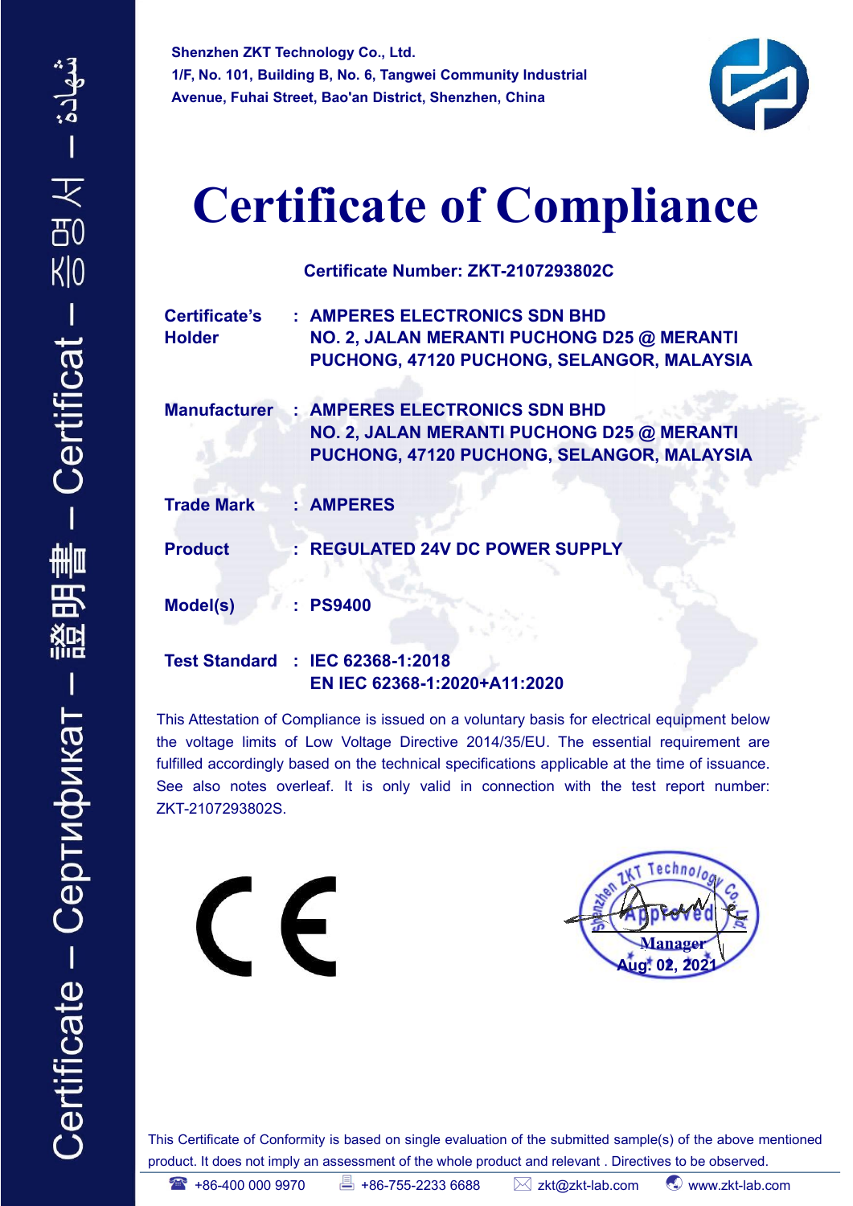Shenzhen ZKT Technology Co., Ltd.
1/F, No. 101, Building B, No. 6, Tangwei Community Industrial Avenue, Fuhai Street, Bao'an District, Shenzhen, China

# Certificate of Compliance

**Certificate Number: ZKT-2107293802C**

| | | |
|---|---|---|
| **Certificate's Holder** | : | **AMPERES ELECTRONICS SDN BHD**<br>**NO. 2, JALAN MERANTI PUCHONG D25 @ MERANTI PUCHONG, 47120 PUCHONG, SELANGOR, MALAYSIA** |
| **Manufacturer** | : | **AMPERES ELECTRONICS SDN BHD**<br>**NO. 2, JALAN MERANTI PUCHONG D25 @ MERANTI PUCHONG, 47120 PUCHONG, SELANGOR, MALAYSIA** |
| **Trade Mark** | : | **AMPERES** |
| **Product** | : | **REGULATED 24V DC POWER SUPPLY** |
| **Model(s)** | : | **PS9400** |
| **Test Standard** | : | **IEC 62368-1:2018**<br>**EN IEC 62368-1:2020+A11:2020** |

This Attestation of Compliance is issued on a voluntary basis for electrical equipment below the voltage limits of Low Voltage Directive 2014/35/EU. The essential requirement are fulfilled accordingly based on the technical specifications applicable at the time of issuance. See also notes overleaf. It is only valid in connection with the test report number: ZKT-2107293802S.

CE

Shenzhen ZKT Technology Co., Ltd.
Approved
Manager
Aug. 02, 2021

This Certificate of Conformity is based on single evaluation of the submitted sample(s) of the above mentioned product. It does not imply an assessment of the whole product and relevant . Directives to be observed.

+86-400 000 9970 | +86-755-2233 6688 | zkt@zkt-lab.com | www.zkt-lab.com

Certificate – Сертификат – 證明書 – Certificat – 증명서 – شهادة